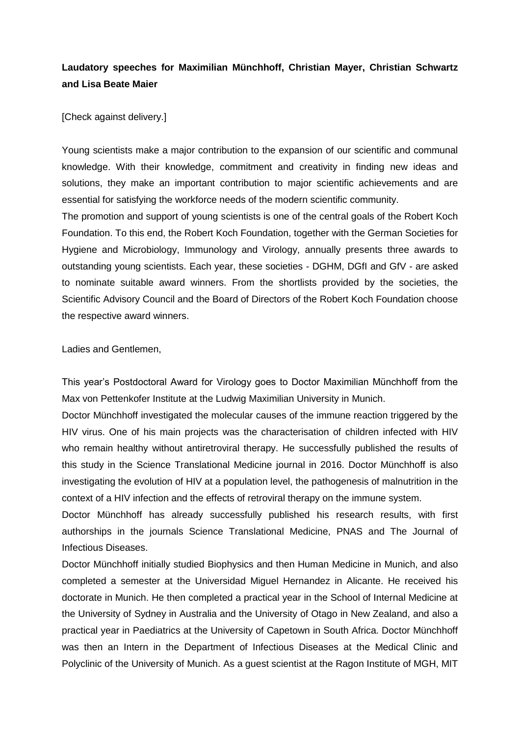**Laudatory speeches for Maximilian Münchhoff, Christian Mayer, Christian Schwartz and Lisa Beate Maier**

[Check against delivery.]

Young scientists make a major contribution to the expansion of our scientific and communal knowledge. With their knowledge, commitment and creativity in finding new ideas and solutions, they make an important contribution to major scientific achievements and are essential for satisfying the workforce needs of the modern scientific community.

The promotion and support of young scientists is one of the central goals of the Robert Koch Foundation. To this end, the Robert Koch Foundation, together with the German Societies for Hygiene and Microbiology, Immunology and Virology, annually presents three awards to outstanding young scientists. Each year, these societies - DGHM, DGfI and GfV - are asked to nominate suitable award winners. From the shortlists provided by the societies, the Scientific Advisory Council and the Board of Directors of the Robert Koch Foundation choose the respective award winners.

Ladies and Gentlemen,

This year's Postdoctoral Award for Virology goes to Doctor Maximilian Münchhoff from the Max von Pettenkofer Institute at the Ludwig Maximilian University in Munich.

Doctor Münchhoff investigated the molecular causes of the immune reaction triggered by the HIV virus. One of his main projects was the characterisation of children infected with HIV who remain healthy without antiretroviral therapy. He successfully published the results of this study in the Science Translational Medicine journal in 2016. Doctor Münchhoff is also investigating the evolution of HIV at a population level, the pathogenesis of malnutrition in the context of a HIV infection and the effects of retroviral therapy on the immune system.

Doctor Münchhoff has already successfully published his research results, with first authorships in the journals Science Translational Medicine, PNAS and The Journal of Infectious Diseases.

Doctor Münchhoff initially studied Biophysics and then Human Medicine in Munich, and also completed a semester at the Universidad Miguel Hernandez in Alicante. He received his doctorate in Munich. He then completed a practical year in the School of Internal Medicine at the University of Sydney in Australia and the University of Otago in New Zealand, and also a practical year in Paediatrics at the University of Capetown in South Africa. Doctor Münchhoff was then an Intern in the Department of Infectious Diseases at the Medical Clinic and Polyclinic of the University of Munich. As a guest scientist at the Ragon Institute of MGH, MIT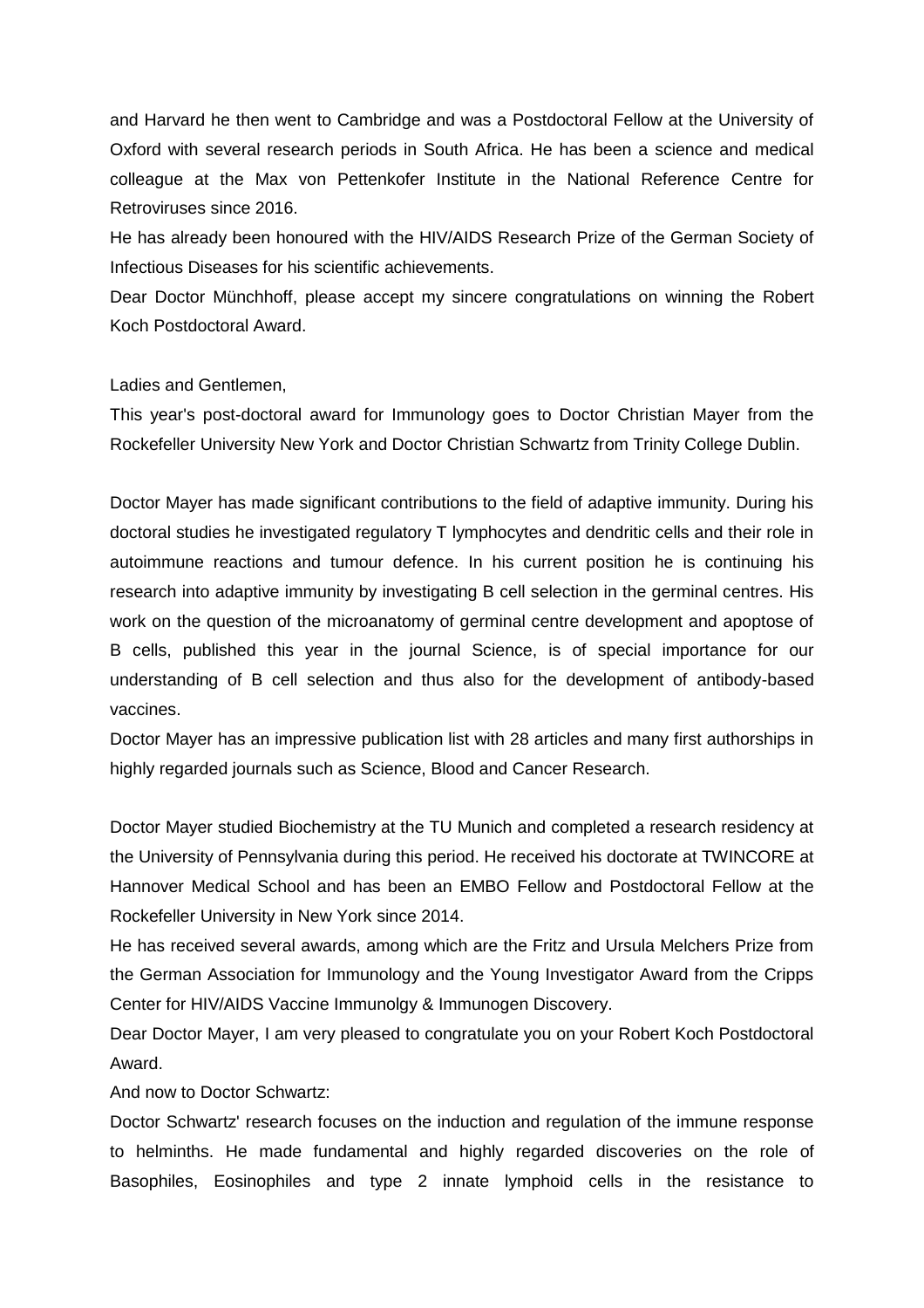and Harvard he then went to Cambridge and was a Postdoctoral Fellow at the University of Oxford with several research periods in South Africa. He has been a science and medical colleague at the Max von Pettenkofer Institute in the National Reference Centre for Retroviruses since 2016.

He has already been honoured with the HIV/AIDS Research Prize of the German Society of Infectious Diseases for his scientific achievements.

Dear Doctor Münchhoff, please accept my sincere congratulations on winning the Robert Koch Postdoctoral Award.

Ladies and Gentlemen,

This year's post-doctoral award for Immunology goes to Doctor Christian Mayer from the Rockefeller University New York and Doctor Christian Schwartz from Trinity College Dublin.

Doctor Mayer has made significant contributions to the field of adaptive immunity. During his doctoral studies he investigated regulatory T lymphocytes and dendritic cells and their role in autoimmune reactions and tumour defence. In his current position he is continuing his research into adaptive immunity by investigating B cell selection in the germinal centres. His work on the question of the microanatomy of germinal centre development and apoptose of B cells, published this year in the journal Science, is of special importance for our understanding of B cell selection and thus also for the development of antibody-based vaccines.

Doctor Mayer has an impressive publication list with 28 articles and many first authorships in highly regarded journals such as Science, Blood and Cancer Research.

Doctor Mayer studied Biochemistry at the TU Munich and completed a research residency at the University of Pennsylvania during this period. He received his doctorate at TWINCORE at Hannover Medical School and has been an EMBO Fellow and Postdoctoral Fellow at the Rockefeller University in New York since 2014.

He has received several awards, among which are the Fritz and Ursula Melchers Prize from the German Association for Immunology and the Young Investigator Award from the Cripps Center for HIV/AIDS Vaccine Immunolgy & Immunogen Discovery.

Dear Doctor Mayer, I am very pleased to congratulate you on your Robert Koch Postdoctoral Award.

And now to Doctor Schwartz:

Doctor Schwartz' research focuses on the induction and regulation of the immune response to helminths. He made fundamental and highly regarded discoveries on the role of Basophiles, Eosinophiles and type 2 innate lymphoid cells in the resistance to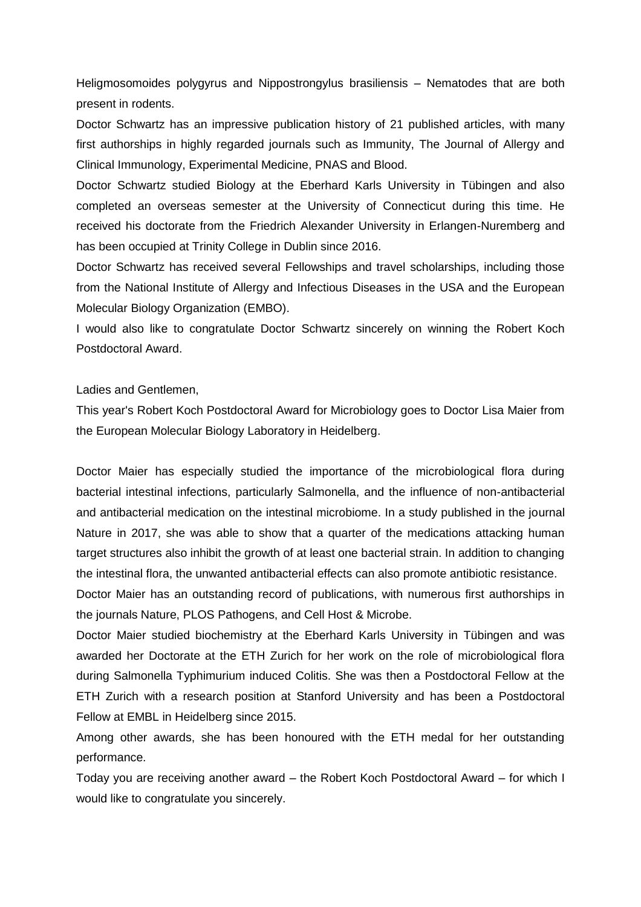Heligmosomoides polygyrus and Nippostrongylus brasiliensis – Nematodes that are both present in rodents.

Doctor Schwartz has an impressive publication history of 21 published articles, with many first authorships in highly regarded journals such as Immunity, The Journal of Allergy and Clinical Immunology, Experimental Medicine, PNAS and Blood.

Doctor Schwartz studied Biology at the Eberhard Karls University in Tübingen and also completed an overseas semester at the University of Connecticut during this time. He received his doctorate from the Friedrich Alexander University in Erlangen-Nuremberg and has been occupied at Trinity College in Dublin since 2016.

Doctor Schwartz has received several Fellowships and travel scholarships, including those from the National Institute of Allergy and Infectious Diseases in the USA and the European Molecular Biology Organization (EMBO).

I would also like to congratulate Doctor Schwartz sincerely on winning the Robert Koch Postdoctoral Award.

Ladies and Gentlemen,

This year's Robert Koch Postdoctoral Award for Microbiology goes to Doctor Lisa Maier from the European Molecular Biology Laboratory in Heidelberg.

Doctor Maier has especially studied the importance of the microbiological flora during bacterial intestinal infections, particularly Salmonella, and the influence of non-antibacterial and antibacterial medication on the intestinal microbiome. In a study published in the journal Nature in 2017, she was able to show that a quarter of the medications attacking human target structures also inhibit the growth of at least one bacterial strain. In addition to changing the intestinal flora, the unwanted antibacterial effects can also promote antibiotic resistance.

Doctor Maier has an outstanding record of publications, with numerous first authorships in the journals Nature, PLOS Pathogens, and Cell Host & Microbe.

Doctor Maier studied biochemistry at the Eberhard Karls University in Tübingen and was awarded her Doctorate at the ETH Zurich for her work on the role of microbiological flora during Salmonella Typhimurium induced Colitis. She was then a Postdoctoral Fellow at the ETH Zurich with a research position at Stanford University and has been a Postdoctoral Fellow at EMBL in Heidelberg since 2015.

Among other awards, she has been honoured with the ETH medal for her outstanding performance.

Today you are receiving another award – the Robert Koch Postdoctoral Award – for which I would like to congratulate you sincerely.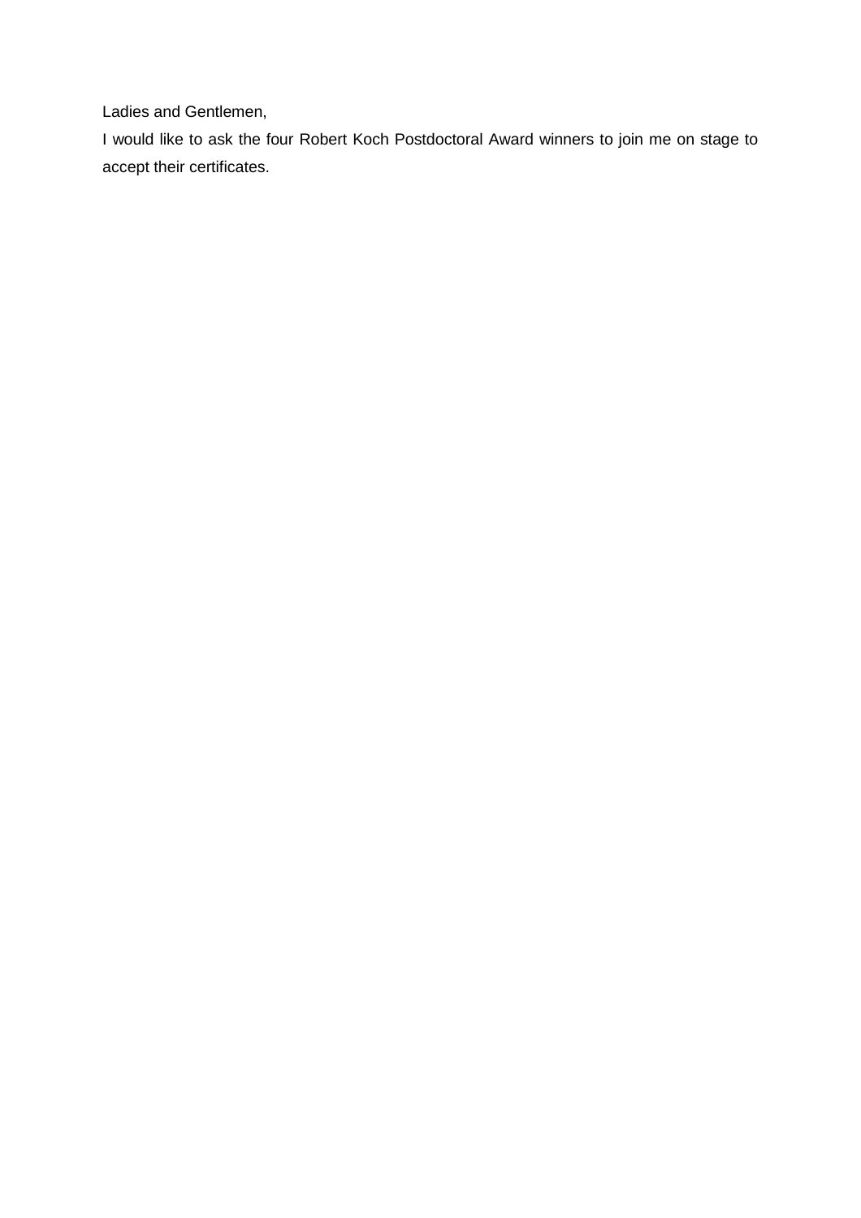Ladies and Gentlemen,

I would like to ask the four Robert Koch Postdoctoral Award winners to join me on stage to accept their certificates.